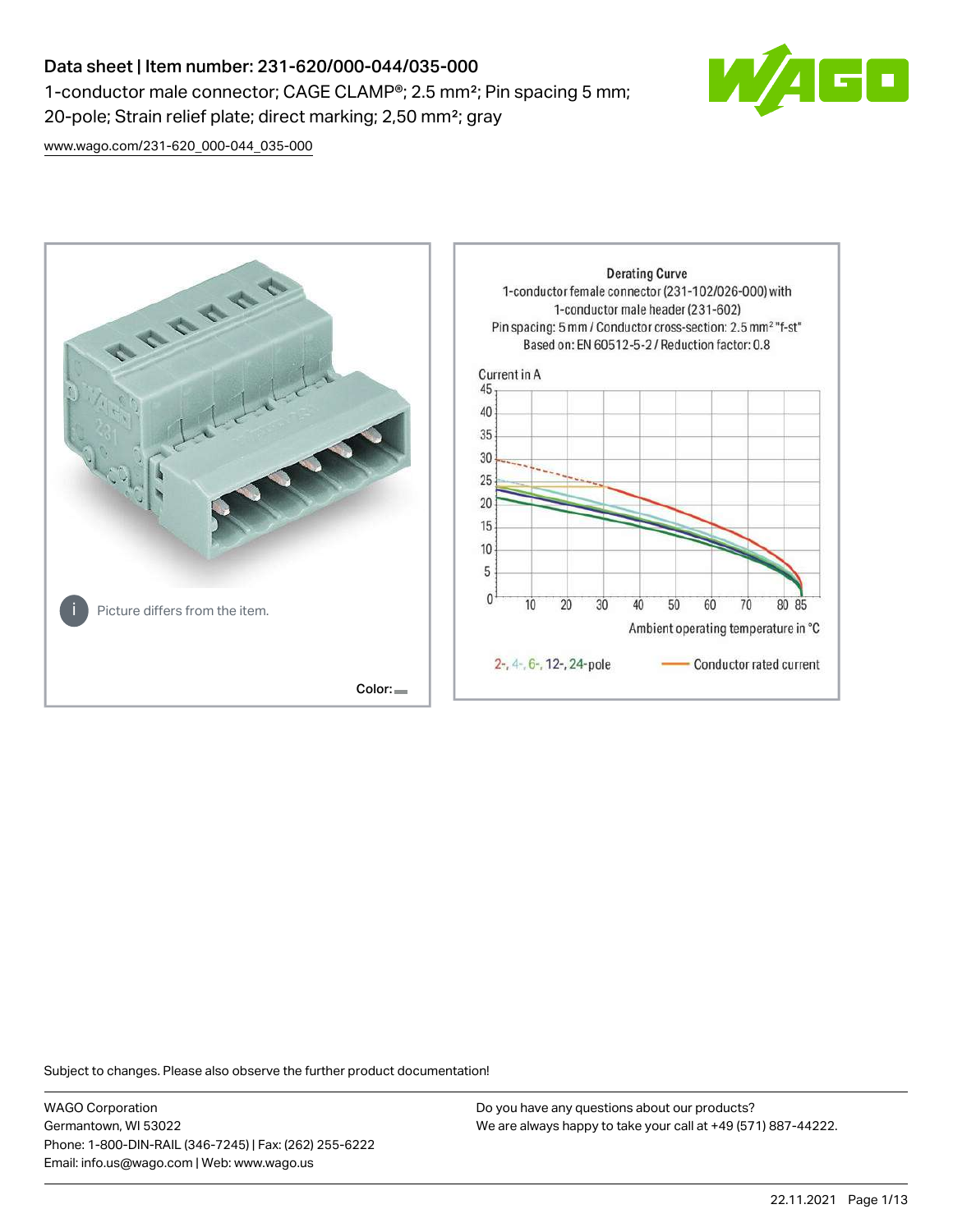# Data sheet | Item number: 231-620/000-044/035-000

1-conductor male connector; CAGE CLAMP®; 2.5 mm²; Pin spacing 5 mm; 20-pole; Strain relief plate; direct marking; 2,50 mm²; gray

www.wago.com/231-620_000-044_035-000

Picture differs from the item.

Color:

Derating Curve
1-conductor female connector (231-102/026-000) with 1-conductor male header (231-602)
Pin spacing: 5 mm / Conductor cross-section: 2.5 mm² "f-st"
Based on: EN 60512-5-2 / Reduction factor: 0.8

Current in A

Ambient operating temperature in °C

2-, 4-, 6-, 12-, 24-pole — Conductor rated current

Subject to changes. Please also observe the further product documentation!

WAGO Corporation
Germantown, WI 53022
Phone: 1-800-DIN-RAIL (346-7245) | Fax: (262) 255-6222
Email: info.us@wago.com | Web: www.wago.us

Do you have any questions about our products?
We are always happy to take your call at +49 (571) 887-44222.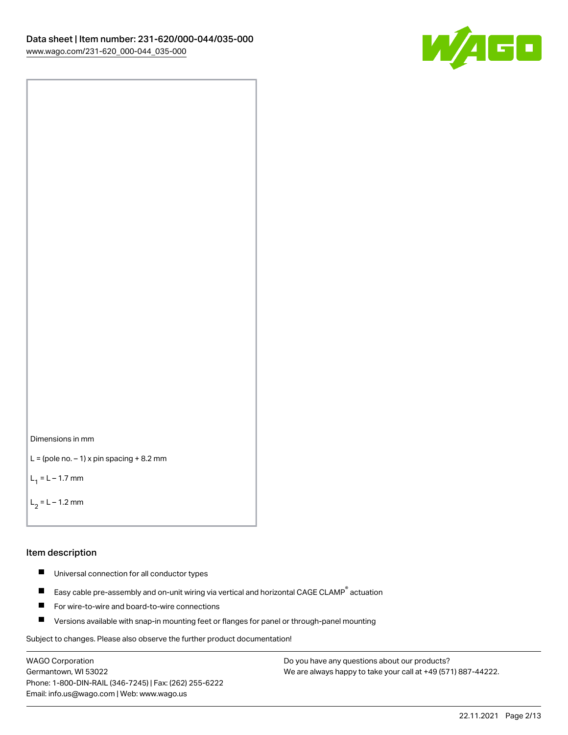Dimensions in mm

L = (pole no. – 1) x pin spacing + 8.2 mm

$L_1$ = L – 1.7 mm

$L_2$ = L – 1.2 mm

## Item description

- Universal connection for all conductor types
- Easy cable pre-assembly and on-unit wiring via vertical and horizontal CAGE CLAMP® actuation
- For wire-to-wire and board-to-wire connections
- Versions available with snap-in mounting feet or flanges for panel or through-panel mounting

Subject to changes. Please also observe the further product documentation!

WAGO Corporation
Germantown, WI 53022
Phone: 1-800-DIN-RAIL (346-7245) | Fax: (262) 255-6222
Email: info.us@wago.com | Web: www.wago.us

Do you have any questions about our products?
We are always happy to take your call at +49 (571) 887-44222.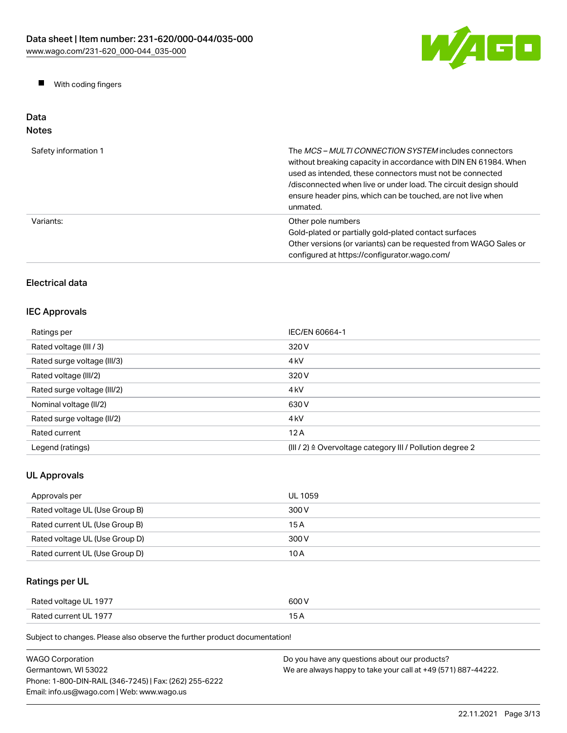- With coding fingers

## Data

### Notes

| | |
|---|---|
| Safety information 1 | The *MCS – MULTI CONNECTION SYSTEM* includes connectors without breaking capacity in accordance with DIN EN 61984. When used as intended, these connectors must not be connected /disconnected when live or under load. The circuit design should ensure header pins, which can be touched, are not live when unmated. |
| Variants: | Other pole numbers<br>Gold-plated or partially gold-plated contact surfaces<br>Other versions (or variants) can be requested from WAGO Sales or configured at https://configurator.wago.com/ |

### Electrical data

### IEC Approvals

| | |
|---|---|
| Ratings per | IEC/EN 60664-1 |
| Rated voltage (III / 3) | 320 V |
| Rated surge voltage (III/3) | 4 kV |
| Rated voltage (III/2) | 320 V |
| Rated surge voltage (III/2) | 4 kV |
| Nominal voltage (II/2) | 630 V |
| Rated surge voltage (II/2) | 4 kV |
| Rated current | 12 A |
| Legend (ratings) | (III / 2) ≙ Overvoltage category III / Pollution degree 2 |

### UL Approvals

| | |
|---|---|
| Approvals per | UL 1059 |
| Rated voltage UL (Use Group B) | 300 V |
| Rated current UL (Use Group B) | 15 A |
| Rated voltage UL (Use Group D) | 300 V |
| Rated current UL (Use Group D) | 10 A |

### Ratings per UL

| | |
|---|---|
| Rated voltage UL 1977 | 600 V |
| Rated current UL 1977 | 15 A |

Subject to changes. Please also observe the further product documentation!

WAGO Corporation
Germantown, WI 53022
Phone: 1-800-DIN-RAIL (346-7245) | Fax: (262) 255-6222
Email: info.us@wago.com | Web: www.wago.us

Do you have any questions about our products?
We are always happy to take your call at +49 (571) 887-44222.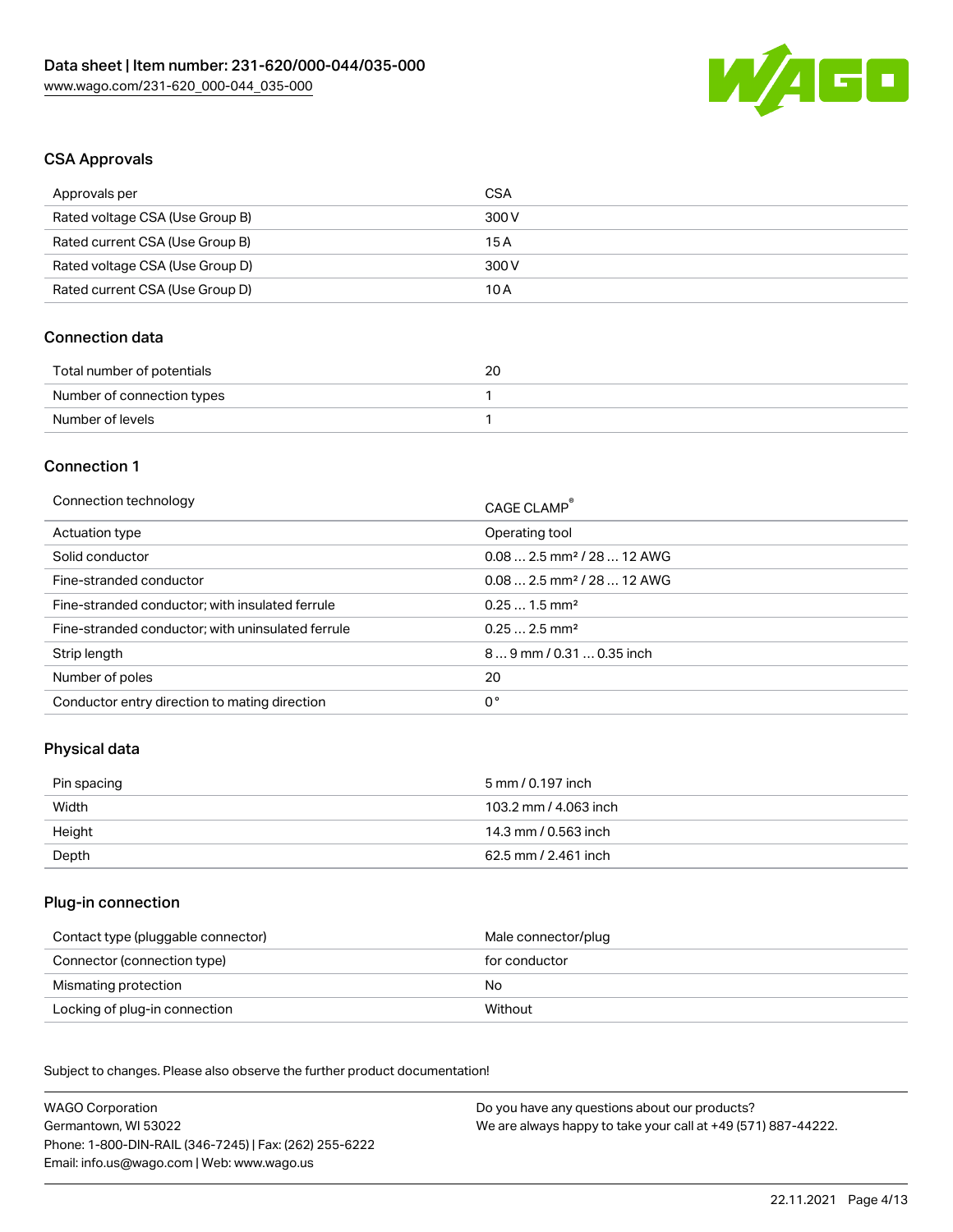## CSA Approvals

| Approvals per | CSA |
| --- | --- |
| Rated voltage CSA (Use Group B) | 300 V |
| Rated current CSA (Use Group B) | 15 A |
| Rated voltage CSA (Use Group D) | 300 V |
| Rated current CSA (Use Group D) | 10 A |

## Connection data

| Total number of potentials | 20 |
| --- | --- |
| Number of connection types | 1 |
| Number of levels | 1 |

## Connection 1

| Connection technology | CAGE CLAMP® |
| --- | --- |
| Actuation type | Operating tool |
| Solid conductor | 0.08 … 2.5 mm² / 28 … 12 AWG |
| Fine-stranded conductor | 0.08 … 2.5 mm² / 28 … 12 AWG |
| Fine-stranded conductor; with insulated ferrule | 0.25 … 1.5 mm² |
| Fine-stranded conductor; with uninsulated ferrule | 0.25 … 2.5 mm² |
| Strip length | 8 … 9 mm / 0.31 … 0.35 inch |
| Number of poles | 20 |
| Conductor entry direction to mating direction | 0 ° |

## Physical data

| Pin spacing | 5 mm / 0.197 inch |
| --- | --- |
| Width | 103.2 mm / 4.063 inch |
| Height | 14.3 mm / 0.563 inch |
| Depth | 62.5 mm / 2.461 inch |

## Plug-in connection

| Contact type (pluggable connector) | Male connector/plug |
| --- | --- |
| Connector (connection type) | for conductor |
| Mismating protection | No |
| Locking of plug-in connection | Without |

Subject to changes. Please also observe the further product documentation!

WAGO Corporation
Germantown, WI 53022
Phone: 1-800-DIN-RAIL (346-7245) | Fax: (262) 255-6222
Email: info.us@wago.com | Web: www.wago.us

Do you have any questions about our products?
We are always happy to take your call at +49 (571) 887-44222.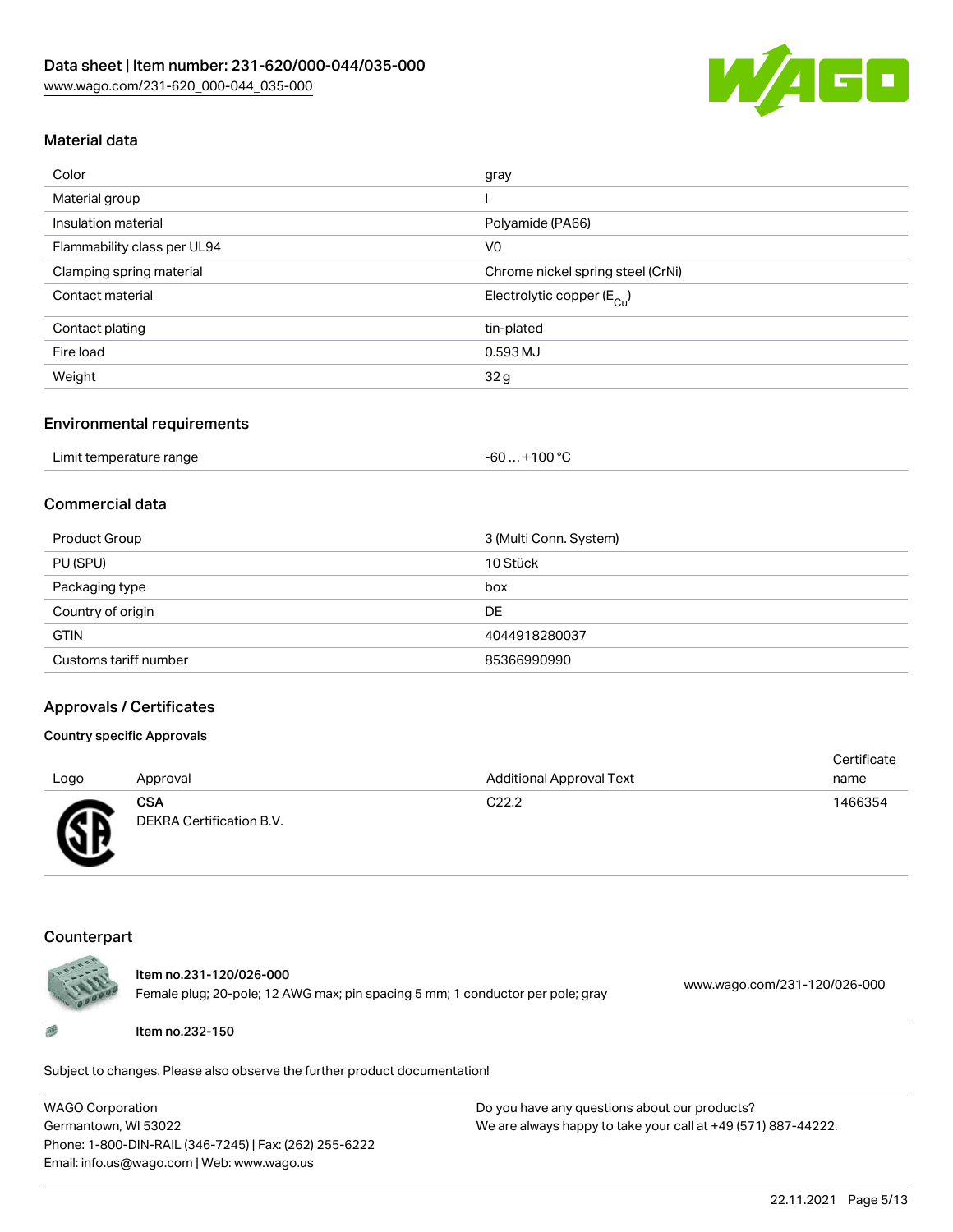## Material data

| | |
|---|---|
| Color | gray |
| Material group | I |
| Insulation material | Polyamide (PA66) |
| Flammability class per UL94 | V0 |
| Clamping spring material | Chrome nickel spring steel (CrNi) |
| Contact material | Electrolytic copper ($E_{Cu}$) |
| Contact plating | tin-plated |
| Fire load | 0.593 MJ |
| Weight | 32 g |

## Environmental requirements

| | |
|---|---|
| Limit temperature range | -60 … +100 °C |

## Commercial data

| | |
|---|---|
| Product Group | 3 (Multi Conn. System) |
| PU (SPU) | 10 Stück |
| Packaging type | box |
| Country of origin | DE |
| GTIN | 4044918280037 |
| Customs tariff number | 85366990990 |

## Approvals / Certificates

### Country specific Approvals

| Logo | Approval | Additional Approval Text | Certificate name |
|---|---|---|---|
| | **CSA** DEKRA Certification B.V. | C22.2 | 1466354 |

## Counterpart

| | | |
|---|---|---|
| | **Item no.231-120/026-000** Female plug; 20-pole; 12 AWG max; pin spacing 5 mm; 1 conductor per pole; gray | www.wago.com/231-120/026-000 |
| | **Item no.232-150** | |

Subject to changes. Please also observe the further product documentation!

WAGO Corporation
Germantown, WI 53022
Phone: 1-800-DIN-RAIL (346-7245) | Fax: (262) 255-6222
Email: info.us@wago.com | Web: www.wago.us

Do you have any questions about our products?
We are always happy to take your call at +49 (571) 887-44222.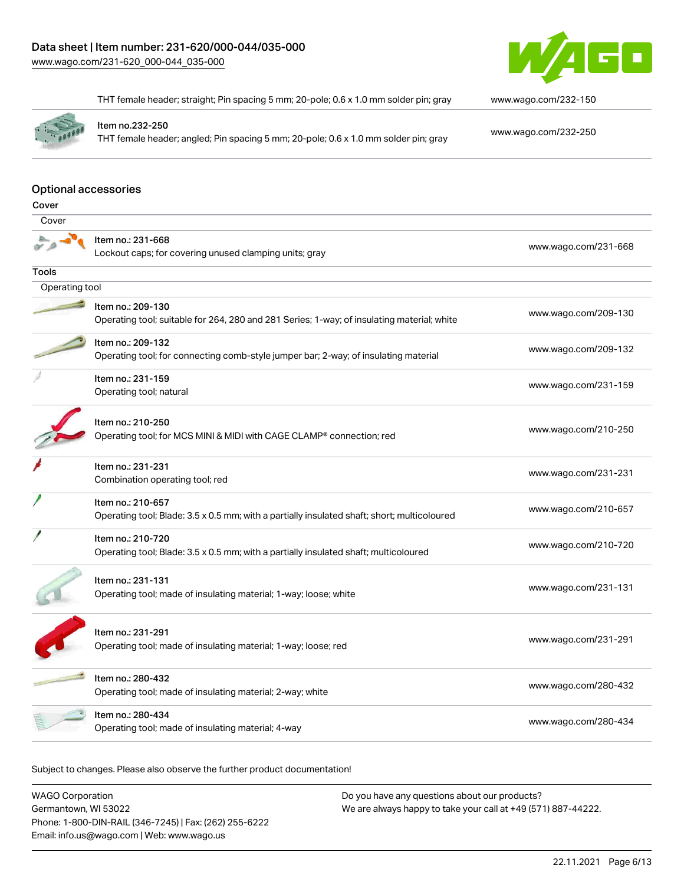| | |
|---|---|
| THT female header; straight; Pin spacing 5 mm; 20-pole; 0.6 x 1.0 mm solder pin; gray | www.wago.com/232-150 |
| Item no.232-250<br>THT female header; angled; Pin spacing 5 mm; 20-pole; 0.6 x 1.0 mm solder pin; gray | www.wago.com/232-250 |

## Optional accessories

### Cover

| Cover | |
|---|---|
| Item no.: 231-668<br>Lockout caps; for covering unused clamping units; gray | www.wago.com/231-668 |

### Tools

| Operating tool | |
|---|---|
| Item no.: 209-130<br>Operating tool; suitable for 264, 280 and 281 Series; 1-way; of insulating material; white | www.wago.com/209-130 |
| Item no.: 209-132<br>Operating tool; for connecting comb-style jumper bar; 2-way; of insulating material | www.wago.com/209-132 |
| Item no.: 231-159<br>Operating tool; natural | www.wago.com/231-159 |
| Item no.: 210-250<br>Operating tool; for MCS MINI & MIDI with CAGE CLAMP® connection; red | www.wago.com/210-250 |
| Item no.: 231-231<br>Combination operating tool; red | www.wago.com/231-231 |
| Item no.: 210-657<br>Operating tool; Blade: 3.5 x 0.5 mm; with a partially insulated shaft; short; multicoloured | www.wago.com/210-657 |
| Item no.: 210-720<br>Operating tool; Blade: 3.5 x 0.5 mm; with a partially insulated shaft; multicoloured | www.wago.com/210-720 |
| Item no.: 231-131<br>Operating tool; made of insulating material; 1-way; loose; white | www.wago.com/231-131 |
| Item no.: 231-291<br>Operating tool; made of insulating material; 1-way; loose; red | www.wago.com/231-291 |
| Item no.: 280-432<br>Operating tool; made of insulating material; 2-way; white | www.wago.com/280-432 |
| Item no.: 280-434<br>Operating tool; made of insulating material; 4-way | www.wago.com/280-434 |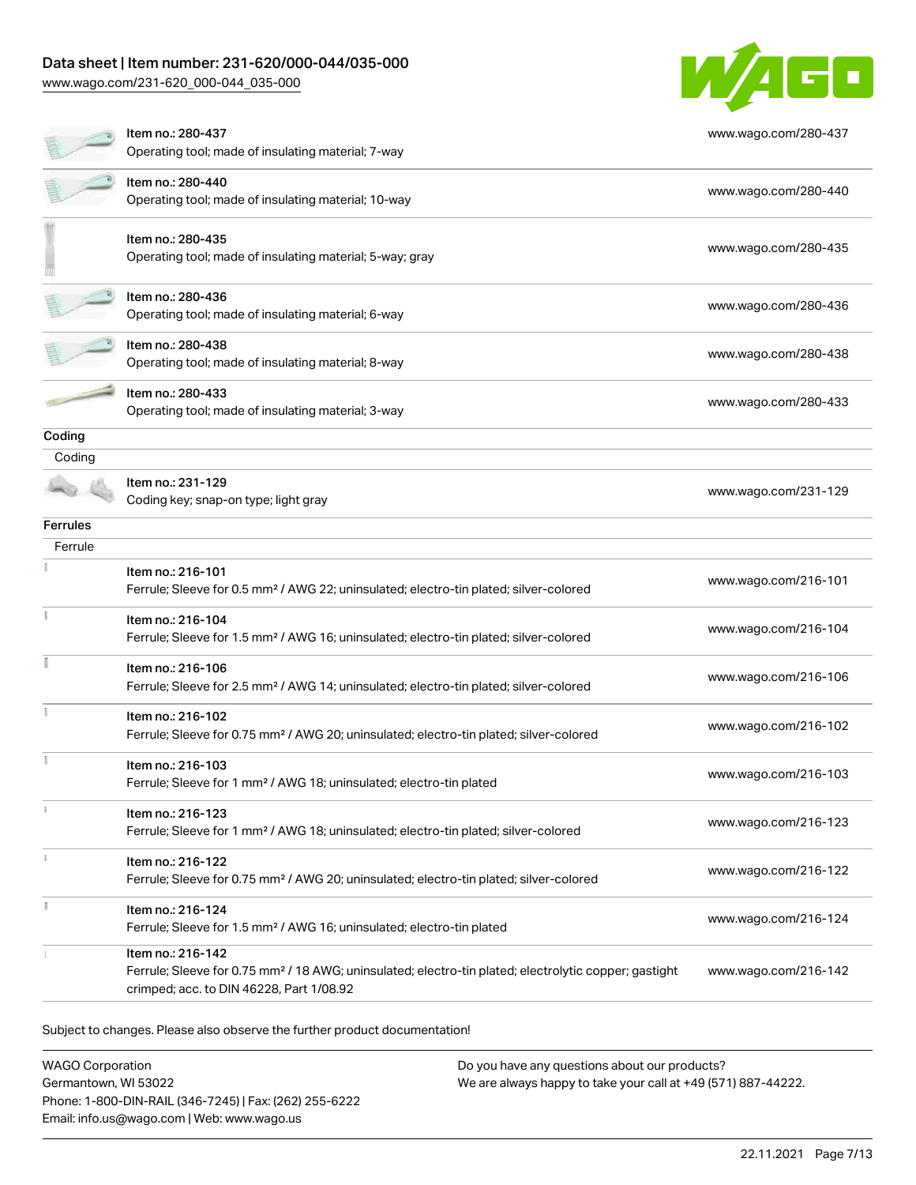| Item | Description | Link |
|---|---|---|
| Item no.: 280-437 | Operating tool; made of insulating material; 7-way | www.wago.com/280-437 |
| Item no.: 280-440 | Operating tool; made of insulating material; 10-way | www.wago.com/280-440 |
| Item no.: 280-435 | Operating tool; made of insulating material; 5-way; gray | www.wago.com/280-435 |
| Item no.: 280-436 | Operating tool; made of insulating material; 6-way | www.wago.com/280-436 |
| Item no.: 280-438 | Operating tool; made of insulating material; 8-way | www.wago.com/280-438 |
| Item no.: 280-433 | Operating tool; made of insulating material; 3-way | www.wago.com/280-433 |

## Coding

Coding

| Item | Description | Link |
|---|---|---|
| Item no.: 231-129 | Coding key; snap-on type; light gray | www.wago.com/231-129 |

## Ferrules

Ferrule

| Item | Description | Link |
|---|---|---|
| Item no.: 216-101 | Ferrule; Sleeve for 0.5 mm² / AWG 22; uninsulated; electro-tin plated; silver-colored | www.wago.com/216-101 |
| Item no.: 216-104 | Ferrule; Sleeve for 1.5 mm² / AWG 16; uninsulated; electro-tin plated; silver-colored | www.wago.com/216-104 |
| Item no.: 216-106 | Ferrule; Sleeve for 2.5 mm² / AWG 14; uninsulated; electro-tin plated; silver-colored | www.wago.com/216-106 |
| Item no.: 216-102 | Ferrule; Sleeve for 0.75 mm² / AWG 20; uninsulated; electro-tin plated; silver-colored | www.wago.com/216-102 |
| Item no.: 216-103 | Ferrule; Sleeve for 1 mm² / AWG 18; uninsulated; electro-tin plated | www.wago.com/216-103 |
| Item no.: 216-123 | Ferrule; Sleeve for 1 mm² / AWG 18; uninsulated; electro-tin plated; silver-colored | www.wago.com/216-123 |
| Item no.: 216-122 | Ferrule; Sleeve for 0.75 mm² / AWG 20; uninsulated; electro-tin plated; silver-colored | www.wago.com/216-122 |
| Item no.: 216-124 | Ferrule; Sleeve for 1.5 mm² / AWG 16; uninsulated; electro-tin plated | www.wago.com/216-124 |
| Item no.: 216-142 | Ferrule; Sleeve for 0.75 mm² / 18 AWG; uninsulated; electro-tin plated; electrolytic copper; gastight crimped; acc. to DIN 46228, Part 1/08.92 | www.wago.com/216-142 |

Subject to changes. Please also observe the further product documentation!

WAGO Corporation
Germantown, WI 53022
Phone: 1-800-DIN-RAIL (346-7245) | Fax: (262) 255-6222
Email: info.us@wago.com | Web: www.wago.us

Do you have any questions about our products?
We are always happy to take your call at +49 (571) 887-44222.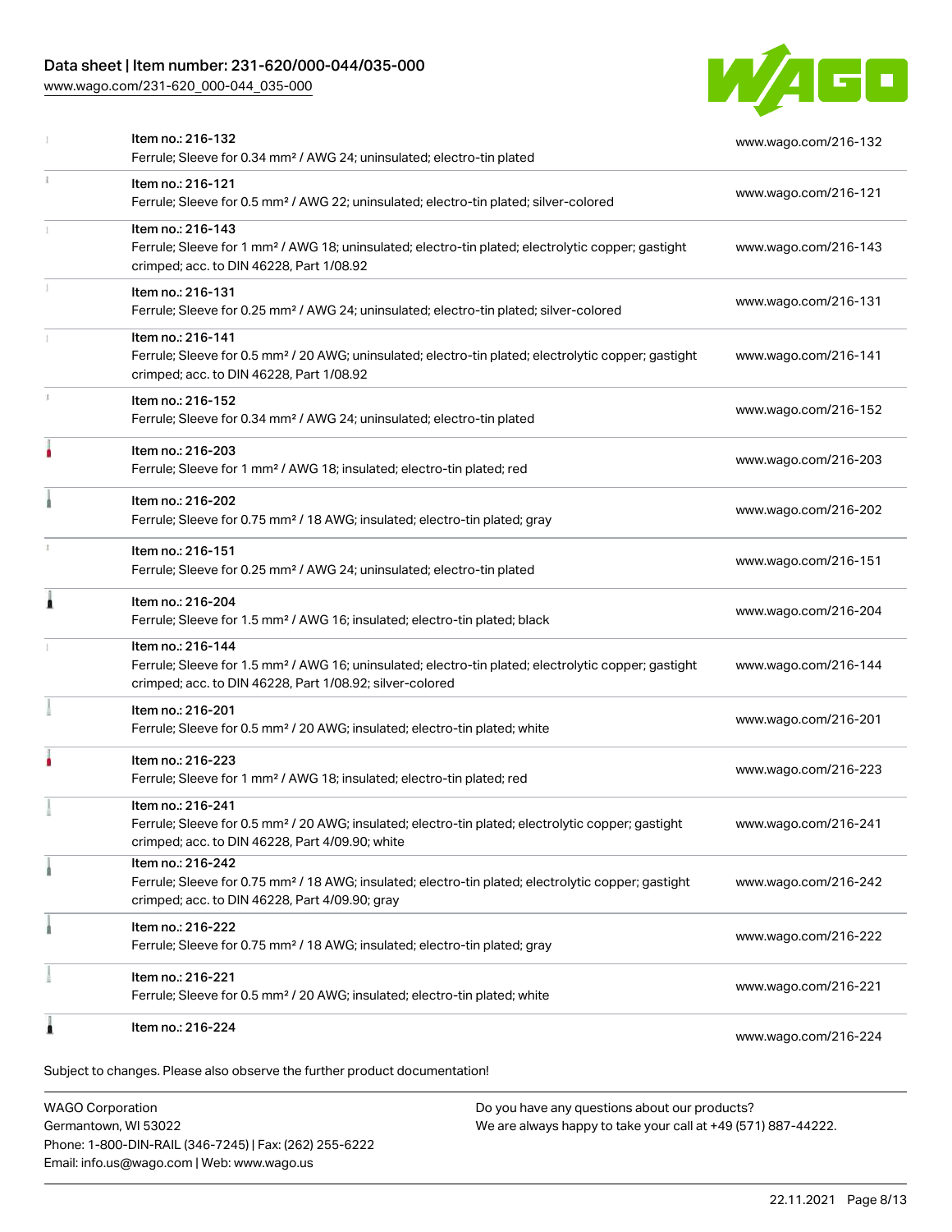| Item | Link |
| --- | --- |
| Item no.: 216-132<br>Ferrule; Sleeve for 0.34 mm² / AWG 24; uninsulated; electro-tin plated | www.wago.com/216-132 |
| Item no.: 216-121<br>Ferrule; Sleeve for 0.5 mm² / AWG 22; uninsulated; electro-tin plated; silver-colored | www.wago.com/216-121 |
| Item no.: 216-143<br>Ferrule; Sleeve for 1 mm² / AWG 18; uninsulated; electro-tin plated; electrolytic copper; gastight crimped; acc. to DIN 46228, Part 1/08.92 | www.wago.com/216-143 |
| Item no.: 216-131<br>Ferrule; Sleeve for 0.25 mm² / AWG 24; uninsulated; electro-tin plated; silver-colored | www.wago.com/216-131 |
| Item no.: 216-141<br>Ferrule; Sleeve for 0.5 mm² / 20 AWG; uninsulated; electro-tin plated; electrolytic copper; gastight crimped; acc. to DIN 46228, Part 1/08.92 | www.wago.com/216-141 |
| Item no.: 216-152<br>Ferrule; Sleeve for 0.34 mm² / AWG 24; uninsulated; electro-tin plated | www.wago.com/216-152 |
| Item no.: 216-203<br>Ferrule; Sleeve for 1 mm² / AWG 18; insulated; electro-tin plated; red | www.wago.com/216-203 |
| Item no.: 216-202<br>Ferrule; Sleeve for 0.75 mm² / 18 AWG; insulated; electro-tin plated; gray | www.wago.com/216-202 |
| Item no.: 216-151<br>Ferrule; Sleeve for 0.25 mm² / AWG 24; uninsulated; electro-tin plated | www.wago.com/216-151 |
| Item no.: 216-204<br>Ferrule; Sleeve for 1.5 mm² / AWG 16; insulated; electro-tin plated; black | www.wago.com/216-204 |
| Item no.: 216-144<br>Ferrule; Sleeve for 1.5 mm² / AWG 16; uninsulated; electro-tin plated; electrolytic copper; gastight crimped; acc. to DIN 46228, Part 1/08.92; silver-colored | www.wago.com/216-144 |
| Item no.: 216-201<br>Ferrule; Sleeve for 0.5 mm² / 20 AWG; insulated; electro-tin plated; white | www.wago.com/216-201 |
| Item no.: 216-223<br>Ferrule; Sleeve for 1 mm² / AWG 18; insulated; electro-tin plated; red | www.wago.com/216-223 |
| Item no.: 216-241<br>Ferrule; Sleeve for 0.5 mm² / 20 AWG; insulated; electro-tin plated; electrolytic copper; gastight crimped; acc. to DIN 46228, Part 4/09.90; white | www.wago.com/216-241 |
| Item no.: 216-242<br>Ferrule; Sleeve for 0.75 mm² / 18 AWG; insulated; electro-tin plated; electrolytic copper; gastight crimped; acc. to DIN 46228, Part 4/09.90; gray | www.wago.com/216-242 |
| Item no.: 216-222<br>Ferrule; Sleeve for 0.75 mm² / 18 AWG; insulated; electro-tin plated; gray | www.wago.com/216-222 |
| Item no.: 216-221<br>Ferrule; Sleeve for 0.5 mm² / 20 AWG; insulated; electro-tin plated; white | www.wago.com/216-221 |
| Item no.: 216-224 | www.wago.com/216-224 |

Subject to changes. Please also observe the further product documentation!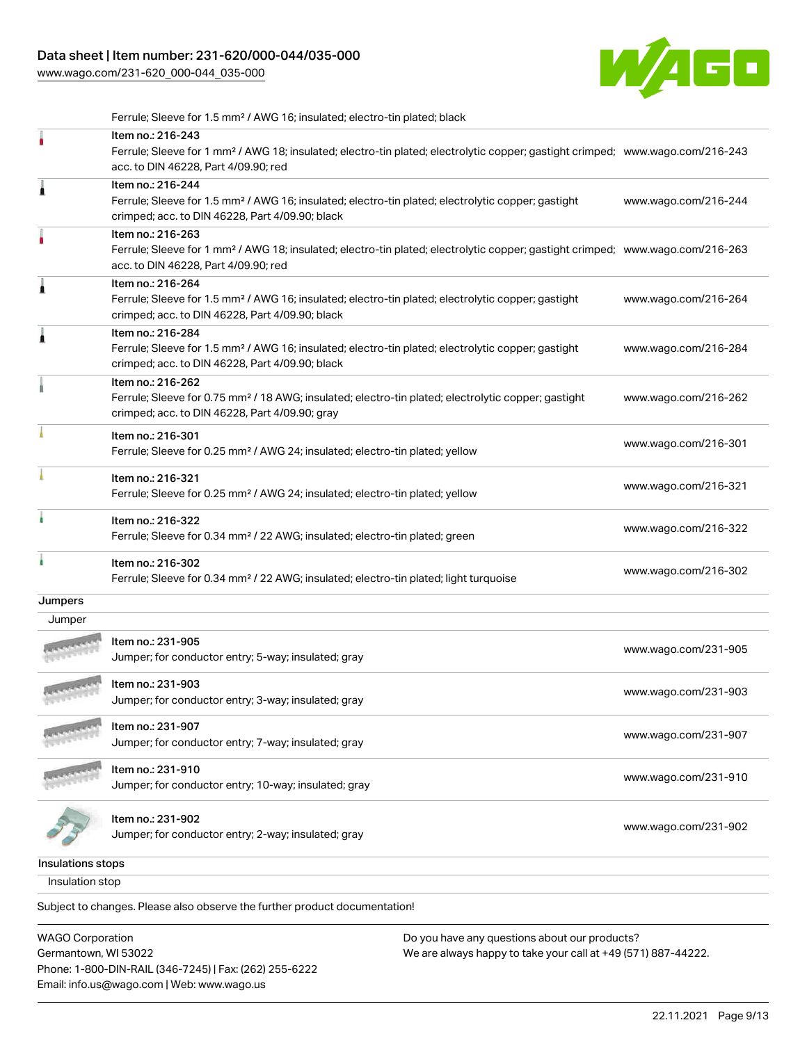Ferrule; Sleeve for 1.5 mm² / AWG 16; insulated; electro-tin plated; black

| Item | URL |
| --- | --- |
| Item no.: 216-243<br>Ferrule; Sleeve for 1 mm² / AWG 18; insulated; electro-tin plated; electrolytic copper; gastight crimped; acc. to DIN 46228, Part 4/09.90; red | www.wago.com/216-243 |
| Item no.: 216-244<br>Ferrule; Sleeve for 1.5 mm² / AWG 16; insulated; electro-tin plated; electrolytic copper; gastight crimped; acc. to DIN 46228, Part 4/09.90; black | www.wago.com/216-244 |
| Item no.: 216-263<br>Ferrule; Sleeve for 1 mm² / AWG 18; insulated; electro-tin plated; electrolytic copper; gastight crimped; acc. to DIN 46228, Part 4/09.90; red | www.wago.com/216-263 |
| Item no.: 216-264<br>Ferrule; Sleeve for 1.5 mm² / AWG 16; insulated; electro-tin plated; electrolytic copper; gastight crimped; acc. to DIN 46228, Part 4/09.90; black | www.wago.com/216-264 |
| Item no.: 216-284<br>Ferrule; Sleeve for 1.5 mm² / AWG 16; insulated; electro-tin plated; electrolytic copper; gastight crimped; acc. to DIN 46228, Part 4/09.90; black | www.wago.com/216-284 |
| Item no.: 216-262<br>Ferrule; Sleeve for 0.75 mm² / 18 AWG; insulated; electro-tin plated; electrolytic copper; gastight crimped; acc. to DIN 46228, Part 4/09.90; gray | www.wago.com/216-262 |
| Item no.: 216-301<br>Ferrule; Sleeve for 0.25 mm² / AWG 24; insulated; electro-tin plated; yellow | www.wago.com/216-301 |
| Item no.: 216-321<br>Ferrule; Sleeve for 0.25 mm² / AWG 24; insulated; electro-tin plated; yellow | www.wago.com/216-321 |
| Item no.: 216-322<br>Ferrule; Sleeve for 0.34 mm² / 22 AWG; insulated; electro-tin plated; green | www.wago.com/216-322 |
| Item no.: 216-302<br>Ferrule; Sleeve for 0.34 mm² / 22 AWG; insulated; electro-tin plated; light turquoise | www.wago.com/216-302 |

## Jumpers

Jumper

| Item | URL |
| --- | --- |
| Item no.: 231-905<br>Jumper; for conductor entry; 5-way; insulated; gray | www.wago.com/231-905 |
| Item no.: 231-903<br>Jumper; for conductor entry; 3-way; insulated; gray | www.wago.com/231-903 |
| Item no.: 231-907<br>Jumper; for conductor entry; 7-way; insulated; gray | www.wago.com/231-907 |
| Item no.: 231-910<br>Jumper; for conductor entry; 10-way; insulated; gray | www.wago.com/231-910 |
| Item no.: 231-902<br>Jumper; for conductor entry; 2-way; insulated; gray | www.wago.com/231-902 |

## Insulations stops

Insulation stop

Subject to changes. Please also observe the further product documentation!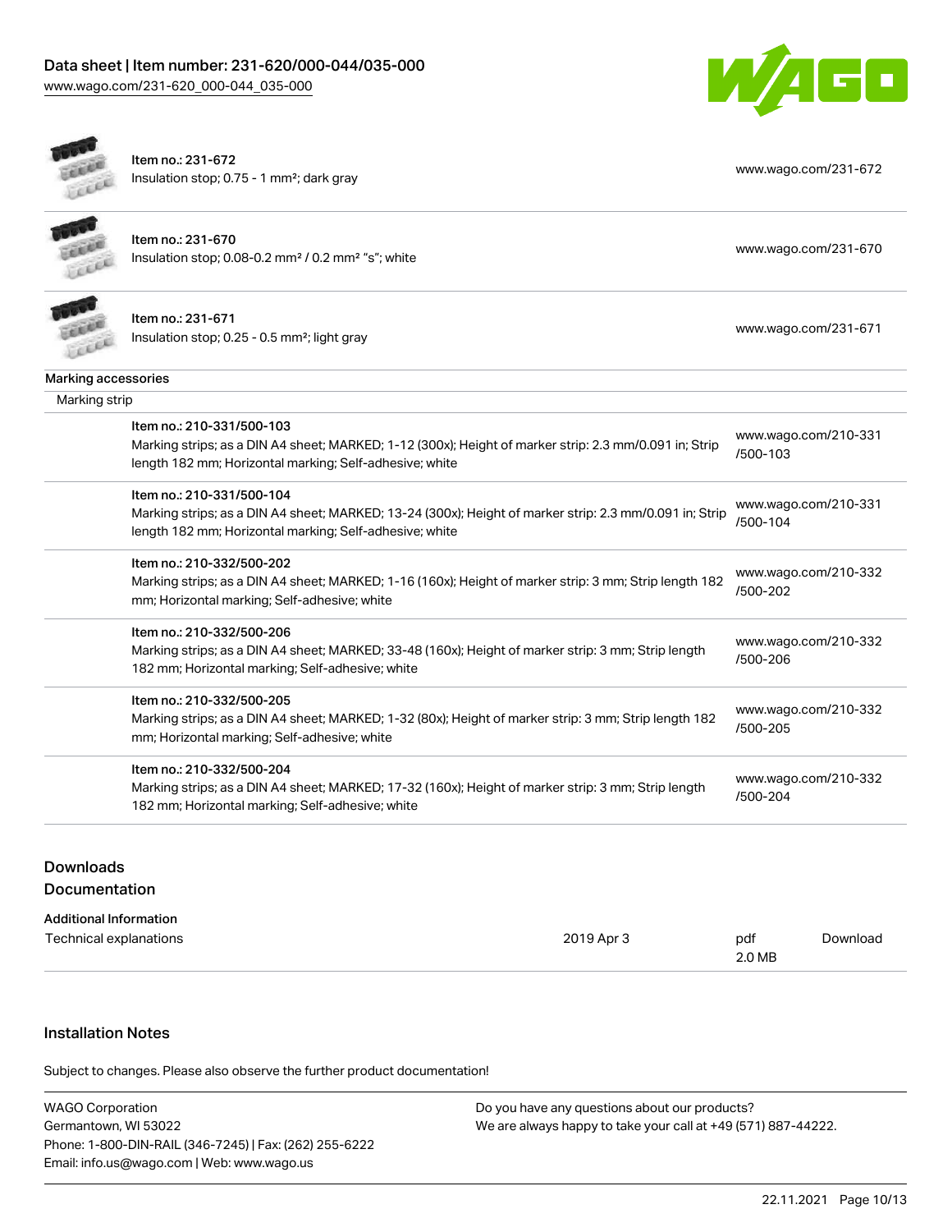| | |
|---|---|
| Item no.: 231-672<br>Insulation stop; 0.75 - 1 mm²; dark gray | www.wago.com/231-672 |
| Item no.: 231-670<br>Insulation stop; 0.08-0.2 mm² / 0.2 mm² "s"; white | www.wago.com/231-670 |
| Item no.: 231-671<br>Insulation stop; 0.25 - 0.5 mm²; light gray | www.wago.com/231-671 |

Marking accessories

Marking strip

| | |
|---|---|
| Item no.: 210-331/500-103<br>Marking strips; as a DIN A4 sheet; MARKED; 1-12 (300x); Height of marker strip: 2.3 mm/0.091 in; Strip length 182 mm; Horizontal marking; Self-adhesive; white | www.wago.com/210-331/500-103 |
| Item no.: 210-331/500-104<br>Marking strips; as a DIN A4 sheet; MARKED; 13-24 (300x); Height of marker strip: 2.3 mm/0.091 in; Strip length 182 mm; Horizontal marking; Self-adhesive; white | www.wago.com/210-331/500-104 |
| Item no.: 210-332/500-202<br>Marking strips; as a DIN A4 sheet; MARKED; 1-16 (160x); Height of marker strip: 3 mm; Strip length 182 mm; Horizontal marking; Self-adhesive; white | www.wago.com/210-332/500-202 |
| Item no.: 210-332/500-206<br>Marking strips; as a DIN A4 sheet; MARKED; 33-48 (160x); Height of marker strip: 3 mm; Strip length 182 mm; Horizontal marking; Self-adhesive; white | www.wago.com/210-332/500-206 |
| Item no.: 210-332/500-205<br>Marking strips; as a DIN A4 sheet; MARKED; 1-32 (80x); Height of marker strip: 3 mm; Strip length 182 mm; Horizontal marking; Self-adhesive; white | www.wago.com/210-332/500-205 |
| Item no.: 210-332/500-204<br>Marking strips; as a DIN A4 sheet; MARKED; 17-32 (160x); Height of marker strip: 3 mm; Strip length 182 mm; Horizontal marking; Self-adhesive; white | www.wago.com/210-332/500-204 |

## Downloads

### Documentation

**Additional Information**

| | | | |
|---|---|---|---|
| Technical explanations | 2019 Apr 3 | pdf<br>2.0 MB | Download |

## Installation Notes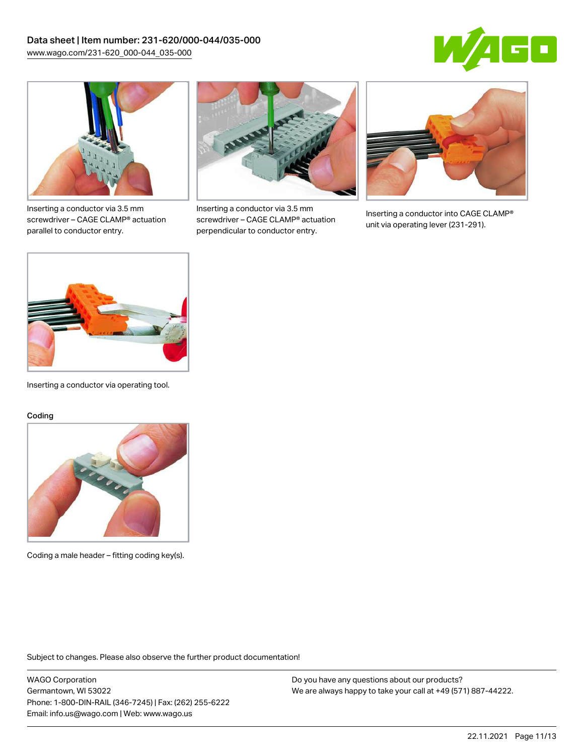Inserting a conductor via 3.5 mm screwdriver – CAGE CLAMP® actuation parallel to conductor entry.

Inserting a conductor via 3.5 mm screwdriver – CAGE CLAMP® actuation perpendicular to conductor entry.

Inserting a conductor into CAGE CLAMP® unit via operating lever (231-291).

Inserting a conductor via operating tool.

Coding

Coding a male header – fitting coding key(s).

Subject to changes. Please also observe the further product documentation!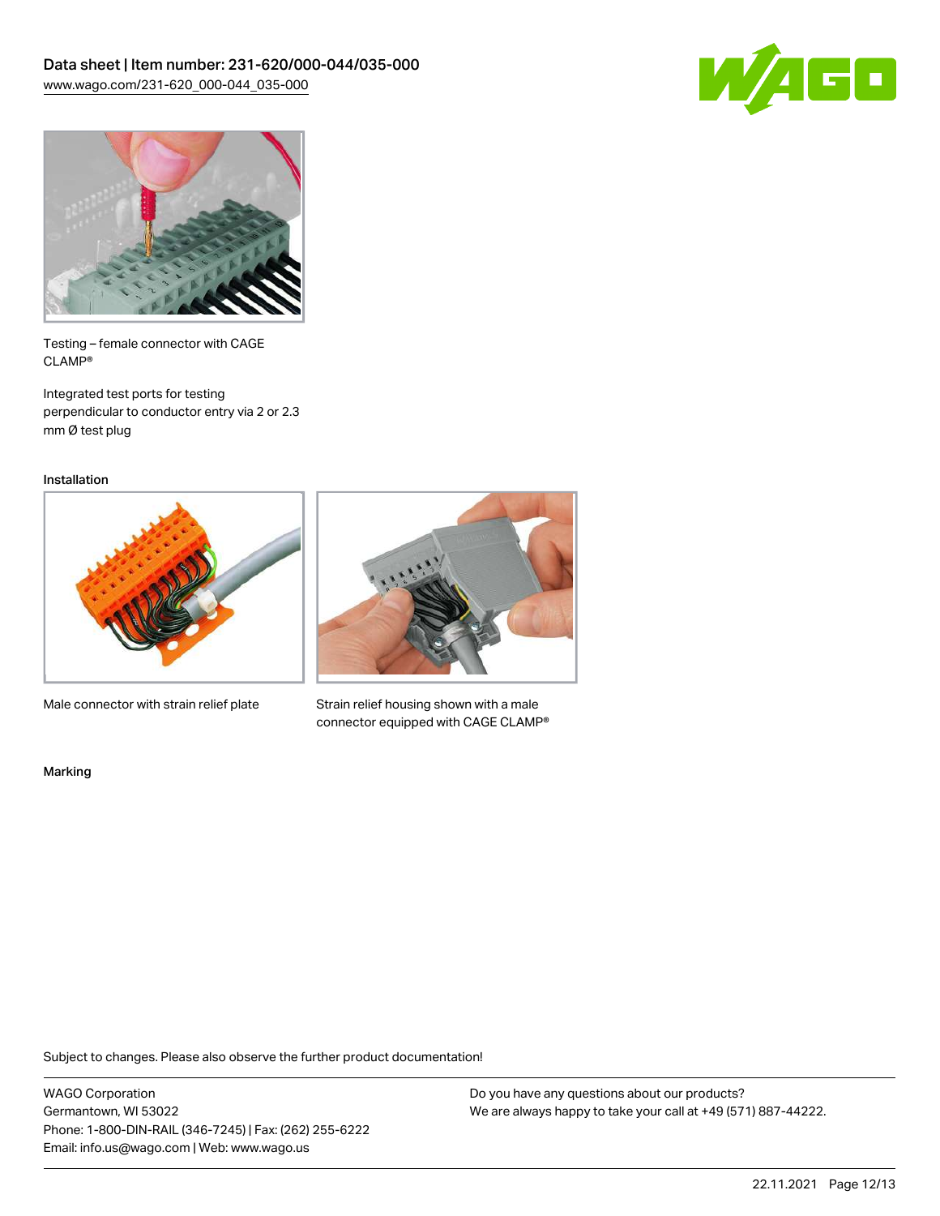Testing – female connector with CAGE CLAMP®

Integrated test ports for testing perpendicular to conductor entry via 2 or 2.3 mm Ø test plug

## Installation

Male connector with strain relief plate

Strain relief housing shown with a male connector equipped with CAGE CLAMP®

## Marking

Subject to changes. Please also observe the further product documentation!

WAGO Corporation
Germantown, WI 53022
Phone: 1-800-DIN-RAIL (346-7245) | Fax: (262) 255-6222
Email: info.us@wago.com | Web: www.wago.us

Do you have any questions about our products?
We are always happy to take your call at +49 (571) 887-44222.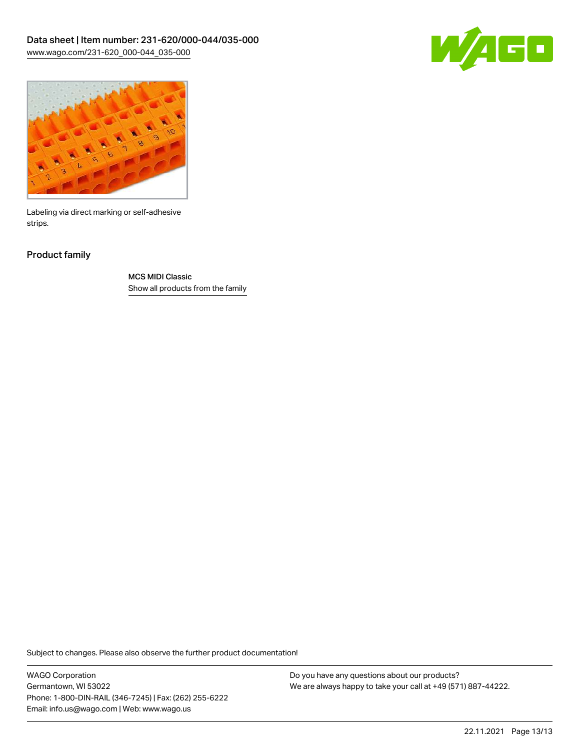Labeling via direct marking or self-adhesive strips.

## Product family

MCS MIDI Classic
Show all products from the family

Subject to changes. Please also observe the further product documentation!

WAGO Corporation
Germantown, WI 53022
Phone: 1-800-DIN-RAIL (346-7245) | Fax: (262) 255-6222
Email: info.us@wago.com | Web: www.wago.us

Do you have any questions about our products?
We are always happy to take your call at +49 (571) 887-44222.